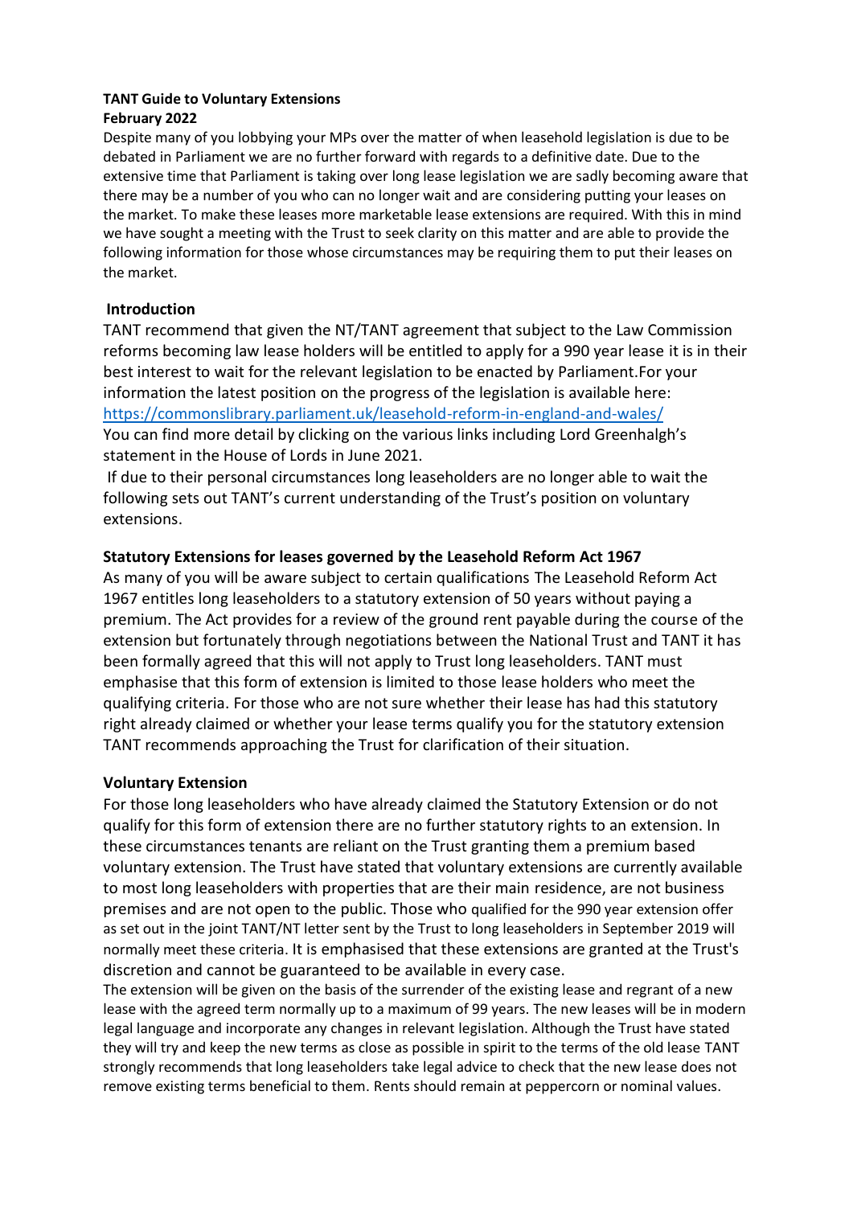**TANT Guide to Voluntary Extensions**
**February 2022**

Despite many of you lobbying your MPs over the matter of when leasehold legislation is due to be debated in Parliament we are no further forward with regards to a definitive date. Due to the extensive time that Parliament is taking over long lease legislation we are sadly becoming aware that there may be a number of you who can no longer wait and are considering putting your leases on the market. To make these leases more marketable lease extensions are required. With this in mind we have sought a meeting with the Trust to seek clarity on this matter and are able to provide the following information for those whose circumstances may be requiring them to put their leases on the market.

## Introduction

TANT recommend that given the NT/TANT agreement that subject to the Law Commission reforms becoming law lease holders will be entitled to apply for a 990 year lease it is in their best interest to wait for the relevant legislation to be enacted by Parliament.For your information the latest position on the progress of the legislation is available here: [https://commonslibrary.parliament.uk/leasehold-reform-in-england-and-wales/](https://commonslibrary.parliament.uk/leasehold-reform-in-england-and-wales/)
You can find more detail by clicking on the various links including Lord Greenhalgh's statement in the House of Lords in June 2021.

If due to their personal circumstances long leaseholders are no longer able to wait the following sets out TANT's current understanding of the Trust's position on voluntary extensions.

## Statutory Extensions for leases governed by the Leasehold Reform Act 1967

As many of you will be aware subject to certain qualifications The Leasehold Reform Act 1967 entitles long leaseholders to a statutory extension of 50 years without paying a premium. The Act provides for a review of the ground rent payable during the course of the extension but fortunately through negotiations between the National Trust and TANT it has been formally agreed that this will not apply to Trust long leaseholders. TANT must emphasise that this form of extension is limited to those lease holders who meet the qualifying criteria. For those who are not sure whether their lease has had this statutory right already claimed or whether your lease terms qualify you for the statutory extension TANT recommends approaching the Trust for clarification of their situation.

## Voluntary Extension

For those long leaseholders who have already claimed the Statutory Extension or do not qualify for this form of extension there are no further statutory rights to an extension. In these circumstances tenants are reliant on the Trust granting them a premium based voluntary extension. The Trust have stated that voluntary extensions are currently available to most long leaseholders with properties that are their main residence, are not business premises and are not open to the public. Those who qualified for the 990 year extension offer as set out in the joint TANT/NT letter sent by the Trust to long leaseholders in September 2019 will normally meet these criteria. It is emphasised that these extensions are granted at the Trust's discretion and cannot be guaranteed to be available in every case.

The extension will be given on the basis of the surrender of the existing lease and regrant of a new lease with the agreed term normally up to a maximum of 99 years. The new leases will be in modern legal language and incorporate any changes in relevant legislation. Although the Trust have stated they will try and keep the new terms as close as possible in spirit to the terms of the old lease TANT strongly recommends that long leaseholders take legal advice to check that the new lease does not remove existing terms beneficial to them. Rents should remain at peppercorn or nominal values.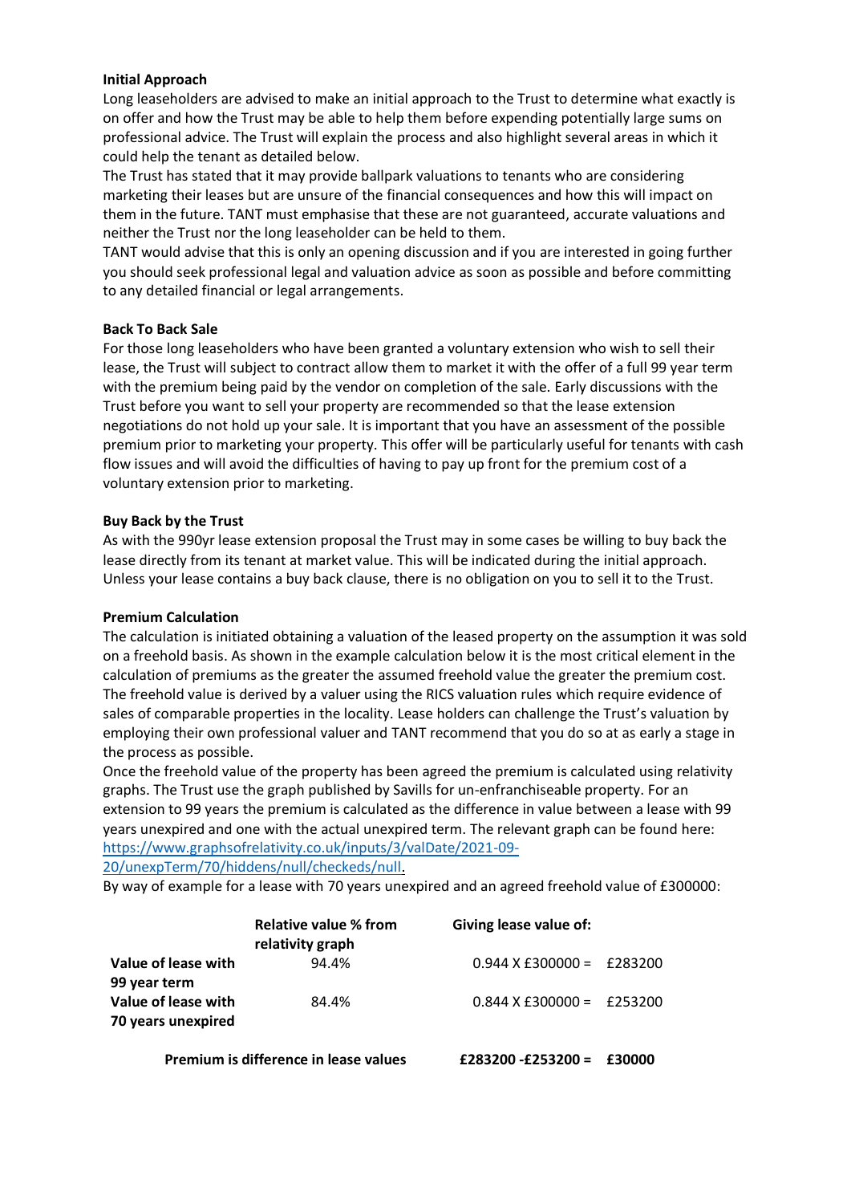**Initial Approach**

Long leaseholders are advised to make an initial approach to the Trust to determine what exactly is on offer and how the Trust may be able to help them before expending potentially large sums on professional advice. The Trust will explain the process and also highlight several areas in which it could help the tenant as detailed below.

The Trust has stated that it may provide ballpark valuations to tenants who are considering marketing their leases but are unsure of the financial consequences and how this will impact on them in the future. TANT must emphasise that these are not guaranteed, accurate valuations and neither the Trust nor the long leaseholder can be held to them.

TANT would advise that this is only an opening discussion and if you are interested in going further you should seek professional legal and valuation advice as soon as possible and before committing to any detailed financial or legal arrangements.

**Back To Back Sale**

For those long leaseholders who have been granted a voluntary extension who wish to sell their lease, the Trust will subject to contract allow them to market it with the offer of a full 99 year term with the premium being paid by the vendor on completion of the sale. Early discussions with the Trust before you want to sell your property are recommended so that the lease extension negotiations do not hold up your sale. It is important that you have an assessment of the possible premium prior to marketing your property. This offer will be particularly useful for tenants with cash flow issues and will avoid the difficulties of having to pay up front for the premium cost of a voluntary extension prior to marketing.

**Buy Back by the Trust**

As with the 990yr lease extension proposal the Trust may in some cases be willing to buy back the lease directly from its tenant at market value. This will be indicated during the initial approach. Unless your lease contains a buy back clause, there is no obligation on you to sell it to the Trust.

**Premium Calculation**

The calculation is initiated obtaining a valuation of the leased property on the assumption it was sold on a freehold basis. As shown in the example calculation below it is the most critical element in the calculation of premiums as the greater the assumed freehold value the greater the premium cost. The freehold value is derived by a valuer using the RICS valuation rules which require evidence of sales of comparable properties in the locality. Lease holders can challenge the Trust's valuation by employing their own professional valuer and TANT recommend that you do so at as early a stage in the process as possible.

Once the freehold value of the property has been agreed the premium is calculated using relativity graphs. The Trust use the graph published by Savills for un-enfranchiseable property. For an extension to 99 years the premium is calculated as the difference in value between a lease with 99 years unexpired and one with the actual unexpired term. The relevant graph can be found here: [https://www.graphsofrelativity.co.uk/inputs/3/valDate/2021-09-20/unexpTerm/70/hiddens/null/checkeds/null](https://www.graphsofrelativity.co.uk/inputs/3/valDate/2021-09-20/unexpTerm/70/hiddens/null/checkeds/null).

By way of example for a lease with 70 years unexpired and an agreed freehold value of £300000:

| | Relative value % from relativity graph | Giving lease value of: | |
|---|---|---|---|
| **Value of lease with 99 year term** | 94.4% | 0.944 X £300000 = | £283200 |
| **Value of lease with 70 years unexpired** | 84.4% | 0.844 X £300000 = | £253200 |
| **Premium is difference in lease values** | | **£283200 -£253200 =** | **£30000** |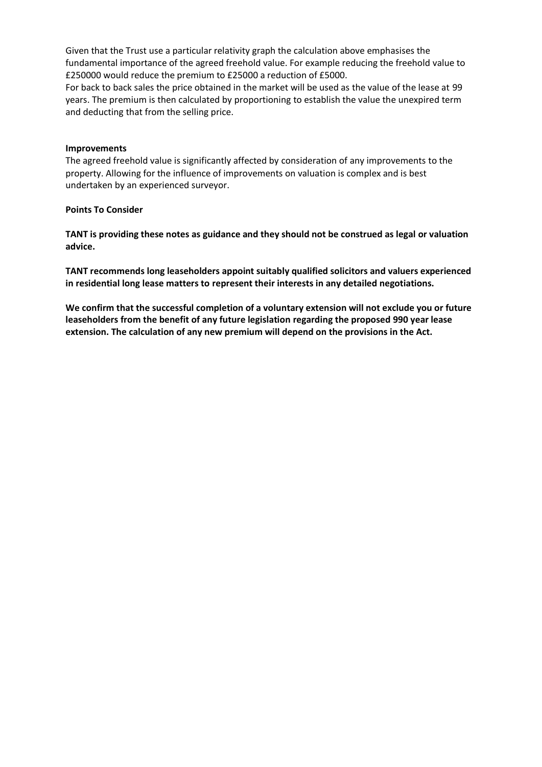Given that the Trust use a particular relativity graph the calculation above emphasises the fundamental importance of the agreed freehold value. For example reducing the freehold value to £250000 would reduce the premium to £25000 a reduction of £5000.

For back to back sales the price obtained in the market will be used as the value of the lease at 99 years. The premium is then calculated by proportioning to establish the value the unexpired term and deducting that from the selling price.

**Improvements**

The agreed freehold value is significantly affected by consideration of any improvements to the property. Allowing for the influence of improvements on valuation is complex and is best undertaken by an experienced surveyor.

**Points To Consider**

**TANT is providing these notes as guidance and they should not be construed as legal or valuation advice.**

**TANT recommends long leaseholders appoint suitably qualified solicitors and valuers experienced in residential long lease matters to represent their interests in any detailed negotiations.**

**We confirm that the successful completion of a voluntary extension will not exclude you or future leaseholders from the benefit of any future legislation regarding the proposed 990 year lease extension. The calculation of any new premium will depend on the provisions in the Act.**